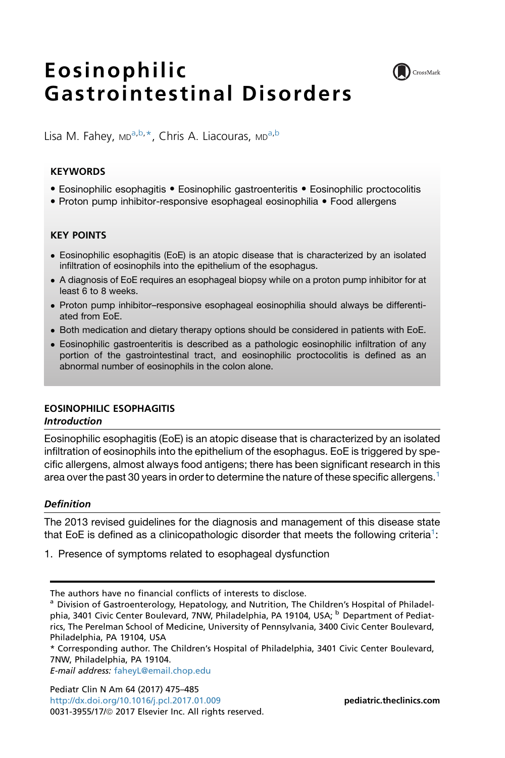# Eosinophilic Gastrointestinal Disorders

Lisa M. Fahey, MD[a,b,*], Chris A. Liacouras, MD[a,b]

**KEYWORDS**

- Eosinophilic esophagitis • Eosinophilic gastroenteritis • Eosinophilic proctocolitis
- Proton pump inhibitor-responsive esophageal eosinophilia • Food allergens

**KEY POINTS**

- Eosinophilic esophagitis (EoE) is an atopic disease that is characterized by an isolated infiltration of eosinophils into the epithelium of the esophagus.
- A diagnosis of EoE requires an esophageal biopsy while on a proton pump inhibitor for at least 6 to 8 weeks.
- Proton pump inhibitor–responsive esophageal eosinophilia should always be differentiated from EoE.
- Both medication and dietary therapy options should be considered in patients with EoE.
- Eosinophilic gastroenteritis is described as a pathologic eosinophilic infiltration of any portion of the gastrointestinal tract, and eosinophilic proctocolitis is defined as an abnormal number of eosinophils in the colon alone.

## EOSINOPHILIC ESOPHAGITIS

### *Introduction*

Eosinophilic esophagitis (EoE) is an atopic disease that is characterized by an isolated infiltration of eosinophils into the epithelium of the esophagus. EoE is triggered by specific allergens, almost always food antigens; there has been significant research in this area over the past 30 years in order to determine the nature of these specific allergens.[1]

### *Definition*

The 2013 revised guidelines for the diagnosis and management of this disease state that EoE is defined as a clinicopathologic disorder that meets the following criteria[1]:

1. Presence of symptoms related to esophageal dysfunction

The authors have no financial conflicts of interests to disclose.

[a] Division of Gastroenterology, Hepatology, and Nutrition, The Children's Hospital of Philadelphia, 3401 Civic Center Boulevard, 7NW, Philadelphia, PA 19104, USA; [b] Department of Pediatrics, The Perelman School of Medicine, University of Pennsylvania, 3400 Civic Center Boulevard, Philadelphia, PA 19104, USA

\* Corresponding author. The Children's Hospital of Philadelphia, 3401 Civic Center Boulevard, 7NW, Philadelphia, PA 19104.

*E-mail address:* faheyL@email.chop.edu

Pediatr Clin N Am 64 (2017) 475–485
http://dx.doi.org/10.1016/j.pcl.2017.01.009
0031-3955/17/© 2017 Elsevier Inc. All rights reserved.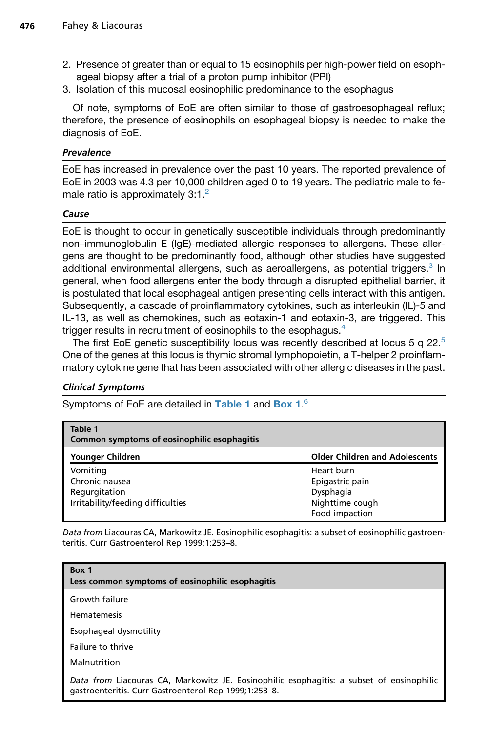2. Presence of greater than or equal to 15 eosinophils per high-power field on esophageal biopsy after a trial of a proton pump inhibitor (PPI)
3. Isolation of this mucosal eosinophilic predominance to the esophagus

Of note, symptoms of EoE are often similar to those of gastroesophageal reflux; therefore, the presence of eosinophils on esophageal biopsy is needed to make the diagnosis of EoE.

### *Prevalence*

EoE has increased in prevalence over the past 10 years. The reported prevalence of EoE in 2003 was 4.3 per 10,000 children aged 0 to 19 years. The pediatric male to female ratio is approximately 3:1.[2]

### *Cause*

EoE is thought to occur in genetically susceptible individuals through predominantly non–immunoglobulin E (IgE)-mediated allergic responses to allergens. These allergens are thought to be predominantly food, although other studies have suggested additional environmental allergens, such as aeroallergens, as potential triggers.[3] In general, when food allergens enter the body through a disrupted epithelial barrier, it is postulated that local esophageal antigen presenting cells interact with this antigen. Subsequently, a cascade of proinflammatory cytokines, such as interleukin (IL)-5 and IL-13, as well as chemokines, such as eotaxin-1 and eotaxin-3, are triggered. This trigger results in recruitment of eosinophils to the esophagus.[4]

The first EoE genetic susceptibility locus was recently described at locus 5 q 22.[5] One of the genes at this locus is thymic stromal lymphopoietin, a T-helper 2 proinflammatory cytokine gene that has been associated with other allergic diseases in the past.

### *Clinical Symptoms*

Symptoms of EoE are detailed in **Table 1** and **Box 1**.[6]

**Table 1**
**Common symptoms of eosinophilic esophagitis**

| Younger Children | Older Children and Adolescents |
|---|---|
| Vomiting | Heart burn |
| Chronic nausea | Epigastric pain |
| Regurgitation | Dysphagia |
| Irritability/feeding difficulties | Nighttime cough |
| | Food impaction |

*Data from* Liacouras CA, Markowitz JE. Eosinophilic esophagitis: a subset of eosinophilic gastroenteritis. Curr Gastroenterol Rep 1999;1:253–8.

**Box 1**
**Less common symptoms of eosinophilic esophagitis**

Growth failure

Hematemesis

Esophageal dysmotility

Failure to thrive

Malnutrition

*Data from* Liacouras CA, Markowitz JE. Eosinophilic esophagitis: a subset of eosinophilic gastroenteritis. Curr Gastroenterol Rep 1999;1:253–8.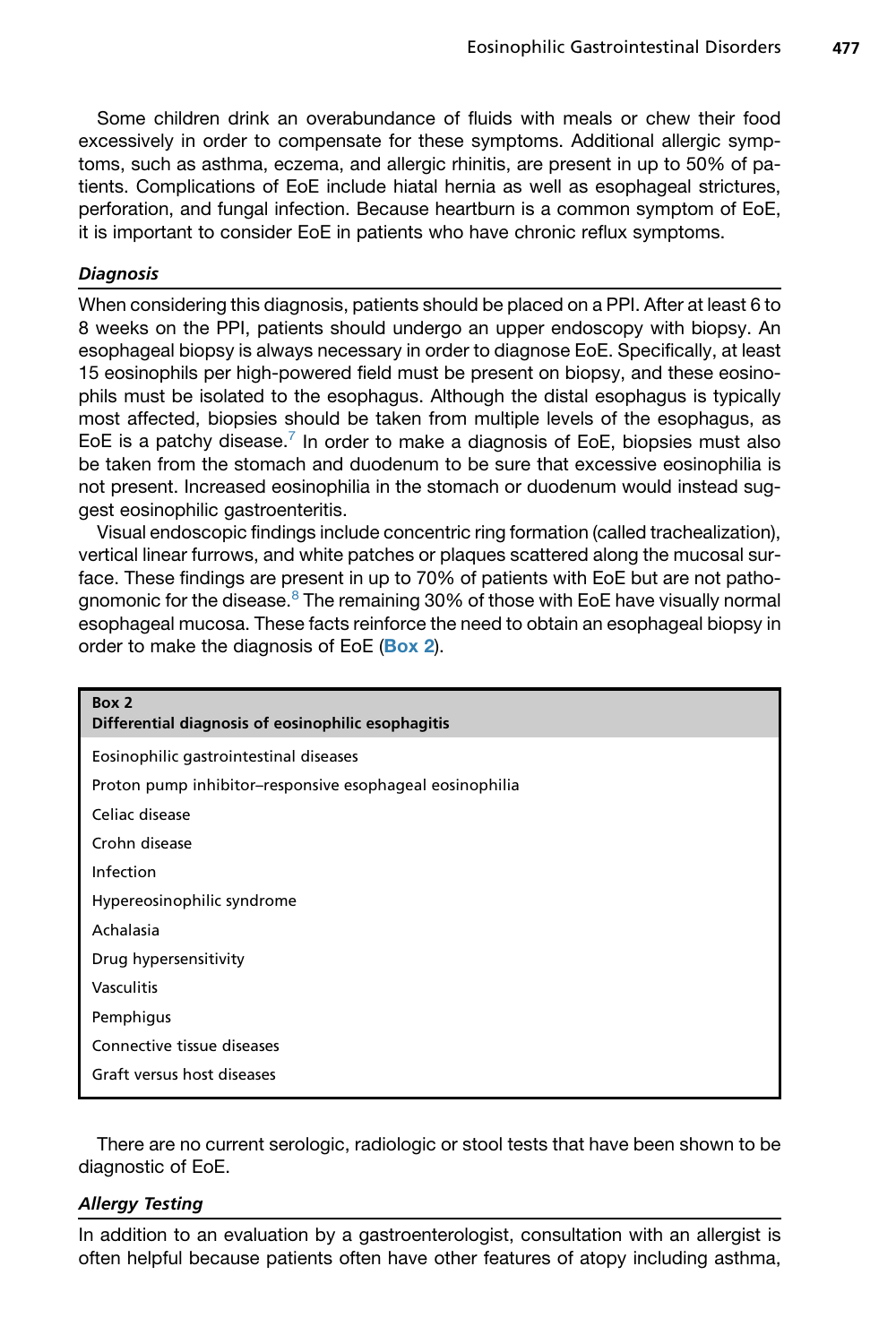Some children drink an overabundance of fluids with meals or chew their food excessively in order to compensate for these symptoms. Additional allergic symptoms, such as asthma, eczema, and allergic rhinitis, are present in up to 50% of patients. Complications of EoE include hiatal hernia as well as esophageal strictures, perforation, and fungal infection. Because heartburn is a common symptom of EoE, it is important to consider EoE in patients who have chronic reflux symptoms.

### *Diagnosis*

When considering this diagnosis, patients should be placed on a PPI. After at least 6 to 8 weeks on the PPI, patients should undergo an upper endoscopy with biopsy. An esophageal biopsy is always necessary in order to diagnose EoE. Specifically, at least 15 eosinophils per high-powered field must be present on biopsy, and these eosinophils must be isolated to the esophagus. Although the distal esophagus is typically most affected, biopsies should be taken from multiple levels of the esophagus, as EoE is a patchy disease.[7] In order to make a diagnosis of EoE, biopsies must also be taken from the stomach and duodenum to be sure that excessive eosinophilia is not present. Increased eosinophilia in the stomach or duodenum would instead suggest eosinophilic gastroenteritis.

Visual endoscopic findings include concentric ring formation (called trachealization), vertical linear furrows, and white patches or plaques scattered along the mucosal surface. These findings are present in up to 70% of patients with EoE but are not pathognomonic for the disease.[8] The remaining 30% of those with EoE have visually normal esophageal mucosa. These facts reinforce the need to obtain an esophageal biopsy in order to make the diagnosis of EoE (**Box 2**).

| Box 2<br>**Differential diagnosis of eosinophilic esophagitis** |
|---|
| Eosinophilic gastrointestinal diseases |
| Proton pump inhibitor–responsive esophageal eosinophilia |
| Celiac disease |
| Crohn disease |
| Infection |
| Hypereosinophilic syndrome |
| Achalasia |
| Drug hypersensitivity |
| Vasculitis |
| Pemphigus |
| Connective tissue diseases |
| Graft versus host diseases |

There are no current serologic, radiologic or stool tests that have been shown to be diagnostic of EoE.

### *Allergy Testing*

In addition to an evaluation by a gastroenterologist, consultation with an allergist is often helpful because patients often have other features of atopy including asthma,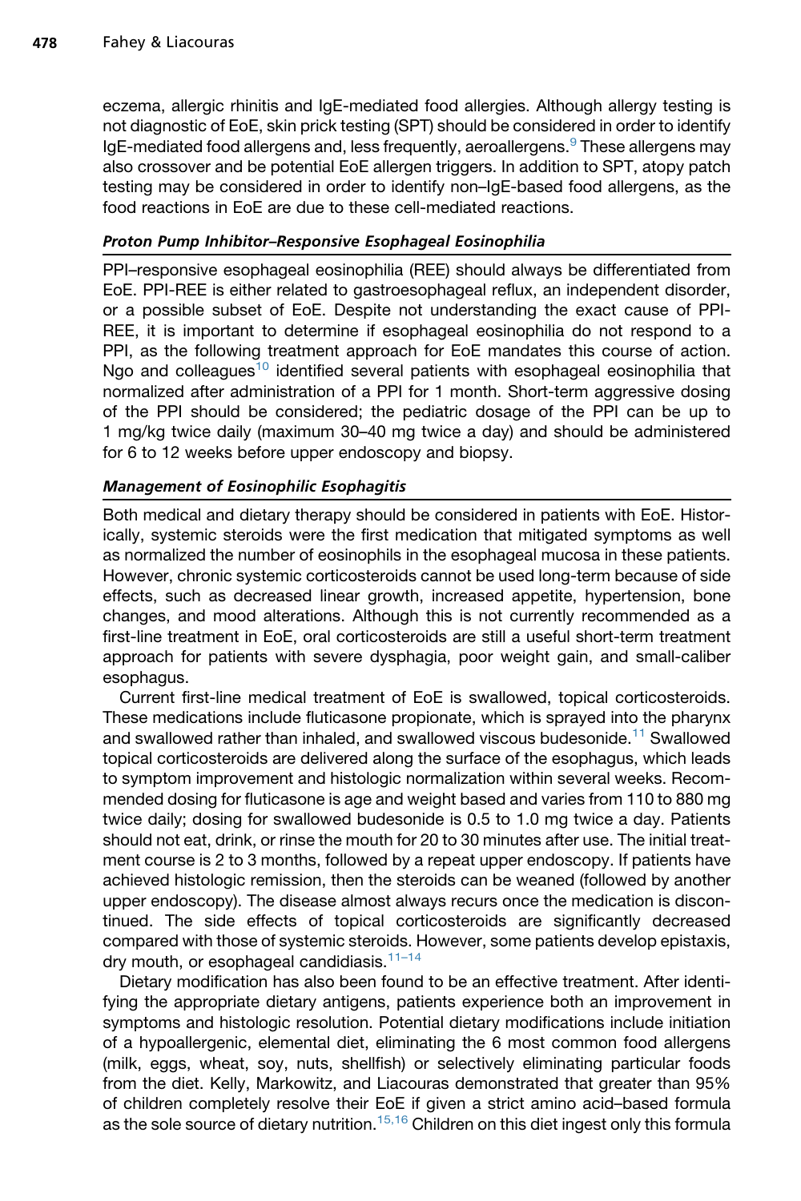eczema, allergic rhinitis and IgE-mediated food allergies. Although allergy testing is not diagnostic of EoE, skin prick testing (SPT) should be considered in order to identify IgE-mediated food allergens and, less frequently, aeroallergens.[9] These allergens may also crossover and be potential EoE allergen triggers. In addition to SPT, atopy patch testing may be considered in order to identify non–IgE-based food allergens, as the food reactions in EoE are due to these cell-mediated reactions.

### *Proton Pump Inhibitor–Responsive Esophageal Eosinophilia*

PPI–responsive esophageal eosinophilia (REE) should always be differentiated from EoE. PPI-REE is either related to gastroesophageal reflux, an independent disorder, or a possible subset of EoE. Despite not understanding the exact cause of PPI-REE, it is important to determine if esophageal eosinophilia do not respond to a PPI, as the following treatment approach for EoE mandates this course of action. Ngo and colleagues[10] identified several patients with esophageal eosinophilia that normalized after administration of a PPI for 1 month. Short-term aggressive dosing of the PPI should be considered; the pediatric dosage of the PPI can be up to 1 mg/kg twice daily (maximum 30–40 mg twice a day) and should be administered for 6 to 12 weeks before upper endoscopy and biopsy.

### *Management of Eosinophilic Esophagitis*

Both medical and dietary therapy should be considered in patients with EoE. Historically, systemic steroids were the first medication that mitigated symptoms as well as normalized the number of eosinophils in the esophageal mucosa in these patients. However, chronic systemic corticosteroids cannot be used long-term because of side effects, such as decreased linear growth, increased appetite, hypertension, bone changes, and mood alterations. Although this is not currently recommended as a first-line treatment in EoE, oral corticosteroids are still a useful short-term treatment approach for patients with severe dysphagia, poor weight gain, and small-caliber esophagus.

Current first-line medical treatment of EoE is swallowed, topical corticosteroids. These medications include fluticasone propionate, which is sprayed into the pharynx and swallowed rather than inhaled, and swallowed viscous budesonide.[11] Swallowed topical corticosteroids are delivered along the surface of the esophagus, which leads to symptom improvement and histologic normalization within several weeks. Recommended dosing for fluticasone is age and weight based and varies from 110 to 880 mg twice daily; dosing for swallowed budesonide is 0.5 to 1.0 mg twice a day. Patients should not eat, drink, or rinse the mouth for 20 to 30 minutes after use. The initial treatment course is 2 to 3 months, followed by a repeat upper endoscopy. If patients have achieved histologic remission, then the steroids can be weaned (followed by another upper endoscopy). The disease almost always recurs once the medication is discontinued. The side effects of topical corticosteroids are significantly decreased compared with those of systemic steroids. However, some patients develop epistaxis, dry mouth, or esophageal candidiasis.[11–14]

Dietary modification has also been found to be an effective treatment. After identifying the appropriate dietary antigens, patients experience both an improvement in symptoms and histologic resolution. Potential dietary modifications include initiation of a hypoallergenic, elemental diet, eliminating the 6 most common food allergens (milk, eggs, wheat, soy, nuts, shellfish) or selectively eliminating particular foods from the diet. Kelly, Markowitz, and Liacouras demonstrated that greater than 95% of children completely resolve their EoE if given a strict amino acid–based formula as the sole source of dietary nutrition.[15,16] Children on this diet ingest only this formula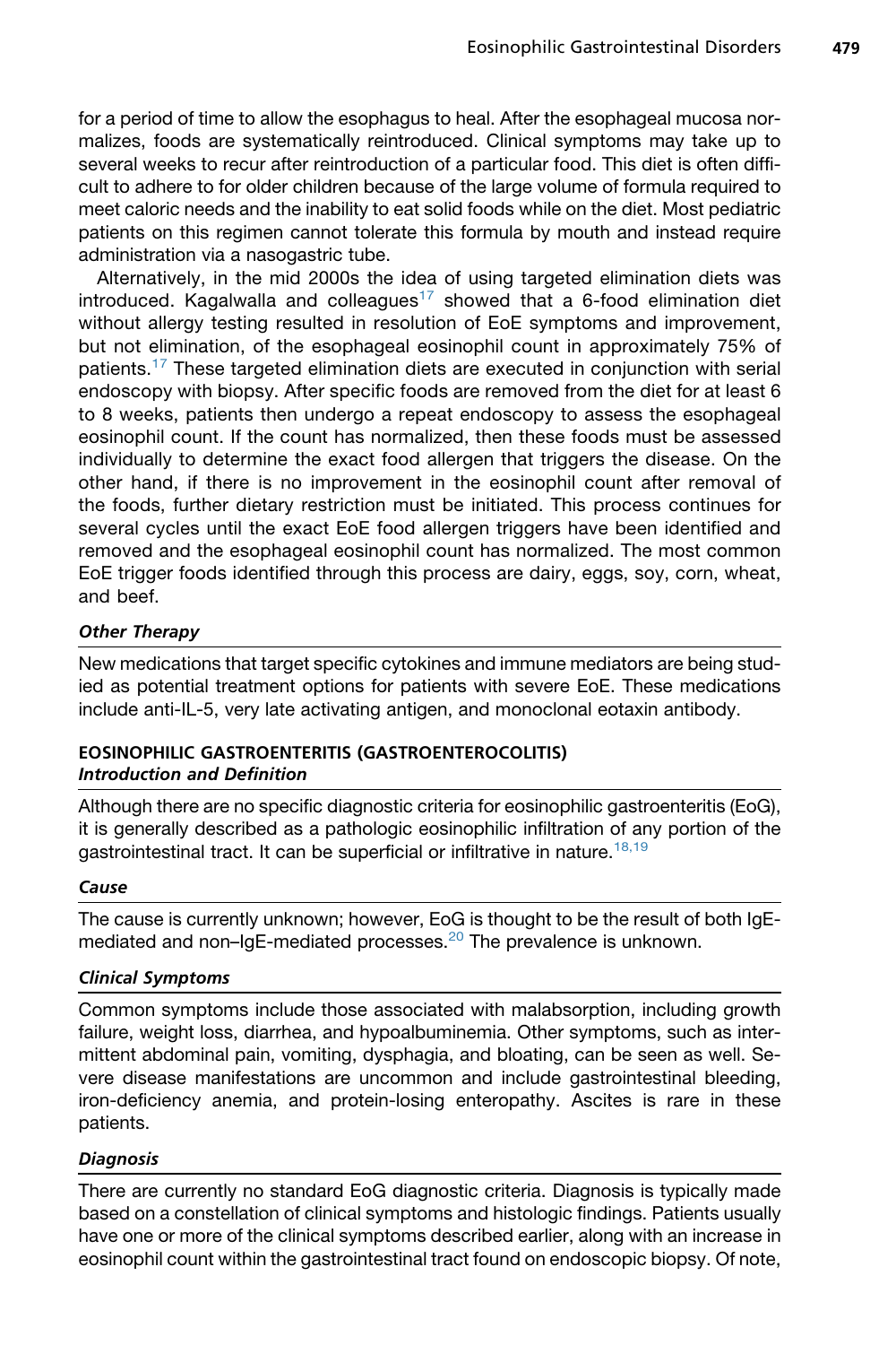for a period of time to allow the esophagus to heal. After the esophageal mucosa normalizes, foods are systematically reintroduced. Clinical symptoms may take up to several weeks to recur after reintroduction of a particular food. This diet is often difficult to adhere to for older children because of the large volume of formula required to meet caloric needs and the inability to eat solid foods while on the diet. Most pediatric patients on this regimen cannot tolerate this formula by mouth and instead require administration via a nasogastric tube.

Alternatively, in the mid 2000s the idea of using targeted elimination diets was introduced. Kagalwalla and colleagues[17] showed that a 6-food elimination diet without allergy testing resulted in resolution of EoE symptoms and improvement, but not elimination, of the esophageal eosinophil count in approximately 75% of patients.[17] These targeted elimination diets are executed in conjunction with serial endoscopy with biopsy. After specific foods are removed from the diet for at least 6 to 8 weeks, patients then undergo a repeat endoscopy to assess the esophageal eosinophil count. If the count has normalized, then these foods must be assessed individually to determine the exact food allergen that triggers the disease. On the other hand, if there is no improvement in the eosinophil count after removal of the foods, further dietary restriction must be initiated. This process continues for several cycles until the exact EoE food allergen triggers have been identified and removed and the esophageal eosinophil count has normalized. The most common EoE trigger foods identified through this process are dairy, eggs, soy, corn, wheat, and beef.

### *Other Therapy*

New medications that target specific cytokines and immune mediators are being studied as potential treatment options for patients with severe EoE. These medications include anti-IL-5, very late activating antigen, and monoclonal eotaxin antibody.

## EOSINOPHILIC GASTROENTERITIS (GASTROENTEROCOLITIS)

### *Introduction and Definition*

Although there are no specific diagnostic criteria for eosinophilic gastroenteritis (EoG), it is generally described as a pathologic eosinophilic infiltration of any portion of the gastrointestinal tract. It can be superficial or infiltrative in nature.[18,19]

### *Cause*

The cause is currently unknown; however, EoG is thought to be the result of both IgE-mediated and non–IgE-mediated processes.[20] The prevalence is unknown.

### *Clinical Symptoms*

Common symptoms include those associated with malabsorption, including growth failure, weight loss, diarrhea, and hypoalbuminemia. Other symptoms, such as intermittent abdominal pain, vomiting, dysphagia, and bloating, can be seen as well. Severe disease manifestations are uncommon and include gastrointestinal bleeding, iron-deficiency anemia, and protein-losing enteropathy. Ascites is rare in these patients.

### *Diagnosis*

There are currently no standard EoG diagnostic criteria. Diagnosis is typically made based on a constellation of clinical symptoms and histologic findings. Patients usually have one or more of the clinical symptoms described earlier, along with an increase in eosinophil count within the gastrointestinal tract found on endoscopic biopsy. Of note,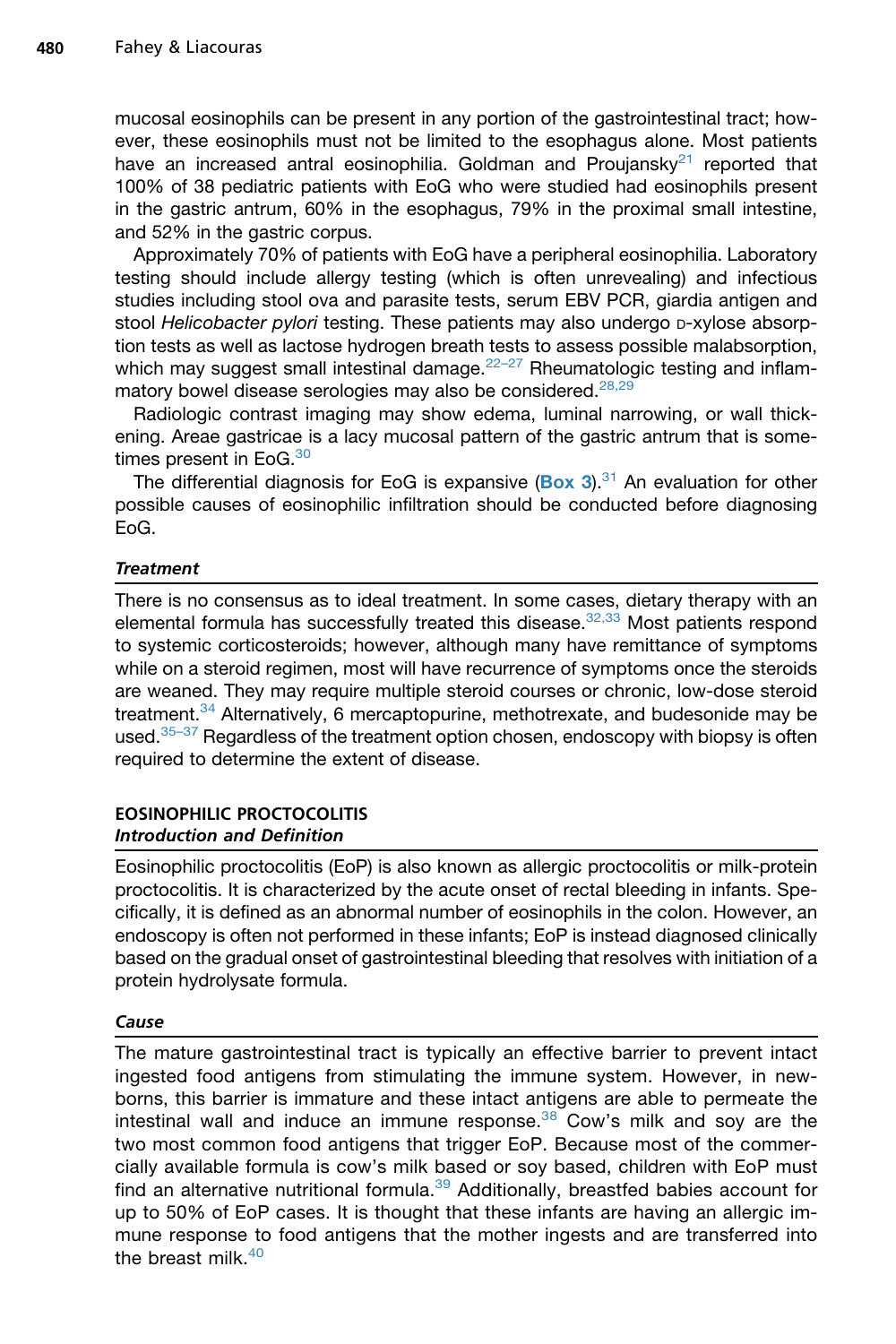mucosal eosinophils can be present in any portion of the gastrointestinal tract; however, these eosinophils must not be limited to the esophagus alone. Most patients have an increased antral eosinophilia. Goldman and Proujansky[21] reported that 100% of 38 pediatric patients with EoG who were studied had eosinophils present in the gastric antrum, 60% in the esophagus, 79% in the proximal small intestine, and 52% in the gastric corpus.

Approximately 70% of patients with EoG have a peripheral eosinophilia. Laboratory testing should include allergy testing (which is often unrevealing) and infectious studies including stool ova and parasite tests, serum EBV PCR, giardia antigen and stool *Helicobacter pylori* testing. These patients may also undergo D-xylose absorption tests as well as lactose hydrogen breath tests to assess possible malabsorption, which may suggest small intestinal damage.[22–27] Rheumatologic testing and inflammatory bowel disease serologies may also be considered.[28,29]

Radiologic contrast imaging may show edema, luminal narrowing, or wall thickening. Areae gastricae is a lacy mucosal pattern of the gastric antrum that is sometimes present in EoG.[30]

The differential diagnosis for EoG is expansive (**Box 3**).[31] An evaluation for other possible causes of eosinophilic infiltration should be conducted before diagnosing EoG.

### *Treatment*

There is no consensus as to ideal treatment. In some cases, dietary therapy with an elemental formula has successfully treated this disease.[32,33] Most patients respond to systemic corticosteroids; however, although many have remittance of symptoms while on a steroid regimen, most will have recurrence of symptoms once the steroids are weaned. They may require multiple steroid courses or chronic, low-dose steroid treatment.[34] Alternatively, 6 mercaptopurine, methotrexate, and budesonide may be used.[35–37] Regardless of the treatment option chosen, endoscopy with biopsy is often required to determine the extent of disease.

## EOSINOPHILIC PROCTOCOLITIS

### *Introduction and Definition*

Eosinophilic proctocolitis (EoP) is also known as allergic proctocolitis or milk-protein proctocolitis. It is characterized by the acute onset of rectal bleeding in infants. Specifically, it is defined as an abnormal number of eosinophils in the colon. However, an endoscopy is often not performed in these infants; EoP is instead diagnosed clinically based on the gradual onset of gastrointestinal bleeding that resolves with initiation of a protein hydrolysate formula.

### *Cause*

The mature gastrointestinal tract is typically an effective barrier to prevent intact ingested food antigens from stimulating the immune system. However, in newborns, this barrier is immature and these intact antigens are able to permeate the intestinal wall and induce an immune response.[38] Cow's milk and soy are the two most common food antigens that trigger EoP. Because most of the commercially available formula is cow's milk based or soy based, children with EoP must find an alternative nutritional formula.[39] Additionally, breastfed babies account for up to 50% of EoP cases. It is thought that these infants are having an allergic immune response to food antigens that the mother ingests and are transferred into the breast milk.[40]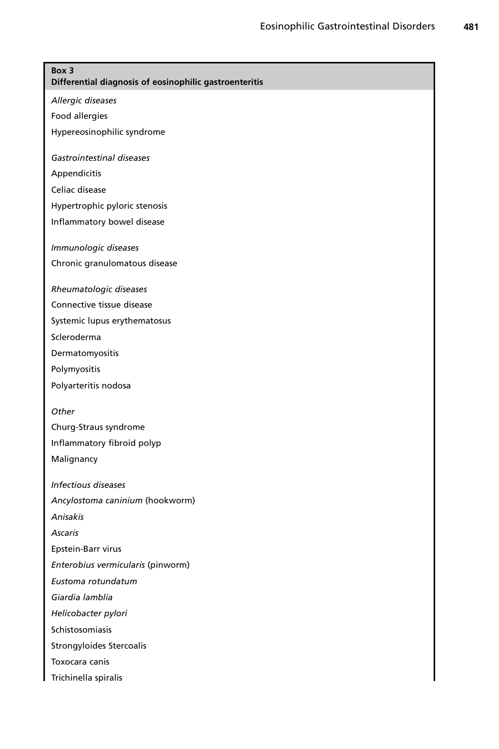**Box 3**
**Differential diagnosis of eosinophilic gastroenteritis**

*Allergic diseases*

Food allergies

Hypereosinophilic syndrome

*Gastrointestinal diseases*

Appendicitis

Celiac disease

Hypertrophic pyloric stenosis

Inflammatory bowel disease

*Immunologic diseases*

Chronic granulomatous disease

*Rheumatologic diseases*

Connective tissue disease

Systemic lupus erythematosus

Scleroderma

Dermatomyositis

Polymyositis

Polyarteritis nodosa

*Other*

Churg-Straus syndrome

Inflammatory fibroid polyp

Malignancy

*Infectious diseases*

*Ancylostoma caninium* (hookworm)

*Anisakis*

*Ascaris*

Epstein-Barr virus

*Enterobius vermicularis* (pinworm)

*Eustoma rotundatum*

*Giardia lamblia*

*Helicobacter pylori*

Schistosomiasis

Strongyloides Stercoalis

Toxocara canis

Trichinella spiralis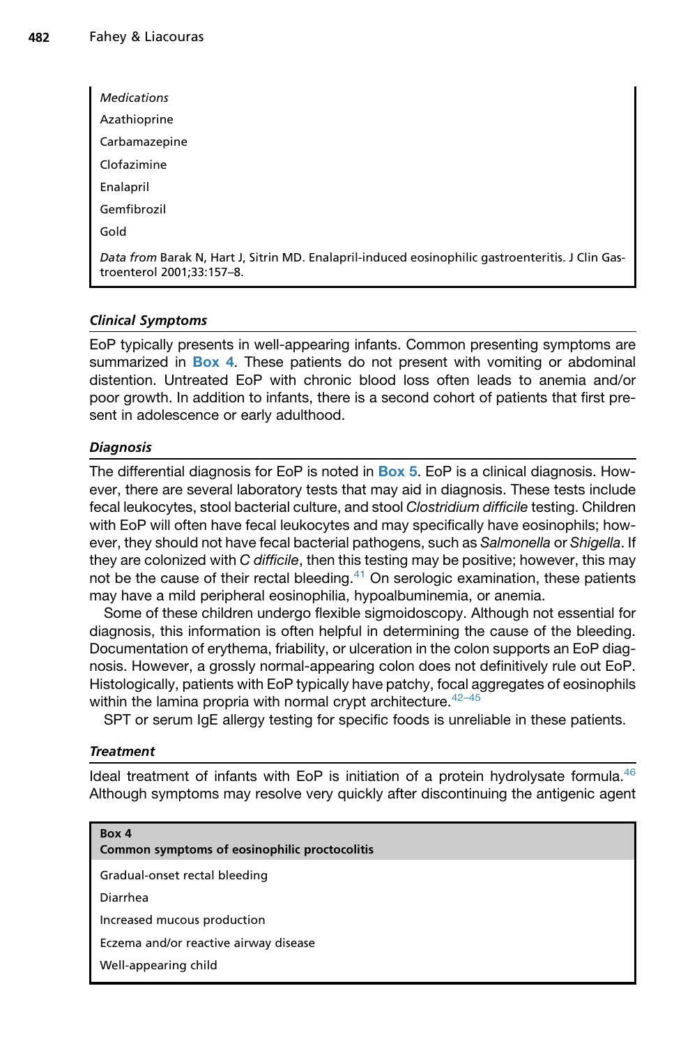*Medications*

Azathioprine

Carbamazepine

Clofazimine

Enalapril

Gemfibrozil

Gold

*Data from* Barak N, Hart J, Sitrin MD. Enalapril-induced eosinophilic gastroenteritis. J Clin Gastroenterol 2001;33:157–8.

### *Clinical Symptoms*

EoP typically presents in well-appearing infants. Common presenting symptoms are summarized in **Box 4**. These patients do not present with vomiting or abdominal distention. Untreated EoP with chronic blood loss often leads to anemia and/or poor growth. In addition to infants, there is a second cohort of patients that first present in adolescence or early adulthood.

### *Diagnosis*

The differential diagnosis for EoP is noted in **Box 5**. EoP is a clinical diagnosis. However, there are several laboratory tests that may aid in diagnosis. These tests include fecal leukocytes, stool bacterial culture, and stool *Clostridium difficile* testing. Children with EoP will often have fecal leukocytes and may specifically have eosinophils; however, they should not have fecal bacterial pathogens, such as *Salmonella* or *Shigella*. If they are colonized with *C difficile*, then this testing may be positive; however, this may not be the cause of their rectal bleeding.[41] On serologic examination, these patients may have a mild peripheral eosinophilia, hypoalbuminemia, or anemia.

Some of these children undergo flexible sigmoidoscopy. Although not essential for diagnosis, this information is often helpful in determining the cause of the bleeding. Documentation of erythema, friability, or ulceration in the colon supports an EoP diagnosis. However, a grossly normal-appearing colon does not definitively rule out EoP. Histologically, patients with EoP typically have patchy, focal aggregates of eosinophils within the lamina propria with normal crypt architecture.[42–45]

SPT or serum IgE allergy testing for specific foods is unreliable in these patients.

### *Treatment*

Ideal treatment of infants with EoP is initiation of a protein hydrolysate formula.[46] Although symptoms may resolve very quickly after discontinuing the antigenic agent

**Box 4**
**Common symptoms of eosinophilic proctocolitis**

Gradual-onset rectal bleeding

Diarrhea

Increased mucous production

Eczema and/or reactive airway disease

Well-appearing child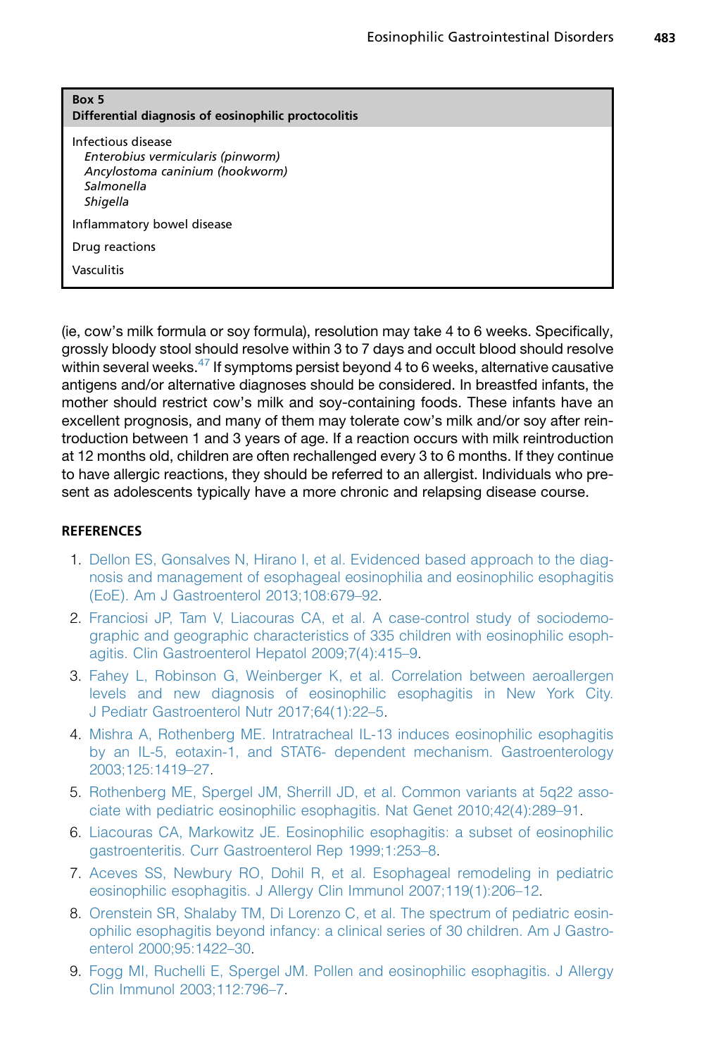**Box 5**
**Differential diagnosis of eosinophilic proctocolitis**

Infectious disease
- *Enterobius vermicularis (pinworm)*
- *Ancylostoma caninium (hookworm)*
- *Salmonella*
- *Shigella*

Inflammatory bowel disease

Drug reactions

Vasculitis

(ie, cow's milk formula or soy formula), resolution may take 4 to 6 weeks. Specifically, grossly bloody stool should resolve within 3 to 7 days and occult blood should resolve within several weeks.[47] If symptoms persist beyond 4 to 6 weeks, alternative causative antigens and/or alternative diagnoses should be considered. In breastfed infants, the mother should restrict cow's milk and soy-containing foods. These infants have an excellent prognosis, and many of them may tolerate cow's milk and/or soy after reintroduction between 1 and 3 years of age. If a reaction occurs with milk reintroduction at 12 months old, children are often rechallenged every 3 to 6 months. If they continue to have allergic reactions, they should be referred to an allergist. Individuals who present as adolescents typically have a more chronic and relapsing disease course.

## REFERENCES

1. Dellon ES, Gonsalves N, Hirano I, et al. Evidenced based approach to the diagnosis and management of esophageal eosinophilia and eosinophilic esophagitis (EoE). Am J Gastroenterol 2013;108:679–92.
2. Franciosi JP, Tam V, Liacouras CA, et al. A case-control study of sociodemographic and geographic characteristics of 335 children with eosinophilic esophagitis. Clin Gastroenterol Hepatol 2009;7(4):415–9.
3. Fahey L, Robinson G, Weinberger K, et al. Correlation between aeroallergen levels and new diagnosis of eosinophilic esophagitis in New York City. J Pediatr Gastroenterol Nutr 2017;64(1):22–5.
4. Mishra A, Rothenberg ME. Intratracheal IL-13 induces eosinophilic esophagitis by an IL-5, eotaxin-1, and STAT6- dependent mechanism. Gastroenterology 2003;125:1419–27.
5. Rothenberg ME, Spergel JM, Sherrill JD, et al. Common variants at 5q22 associate with pediatric eosinophilic esophagitis. Nat Genet 2010;42(4):289–91.
6. Liacouras CA, Markowitz JE. Eosinophilic esophagitis: a subset of eosinophilic gastroenteritis. Curr Gastroenterol Rep 1999;1:253–8.
7. Aceves SS, Newbury RO, Dohil R, et al. Esophageal remodeling in pediatric eosinophilic esophagitis. J Allergy Clin Immunol 2007;119(1):206–12.
8. Orenstein SR, Shalaby TM, Di Lorenzo C, et al. The spectrum of pediatric eosinophilic esophagitis beyond infancy: a clinical series of 30 children. Am J Gastroenterol 2000;95:1422–30.
9. Fogg MI, Ruchelli E, Spergel JM. Pollen and eosinophilic esophagitis. J Allergy Clin Immunol 2003;112:796–7.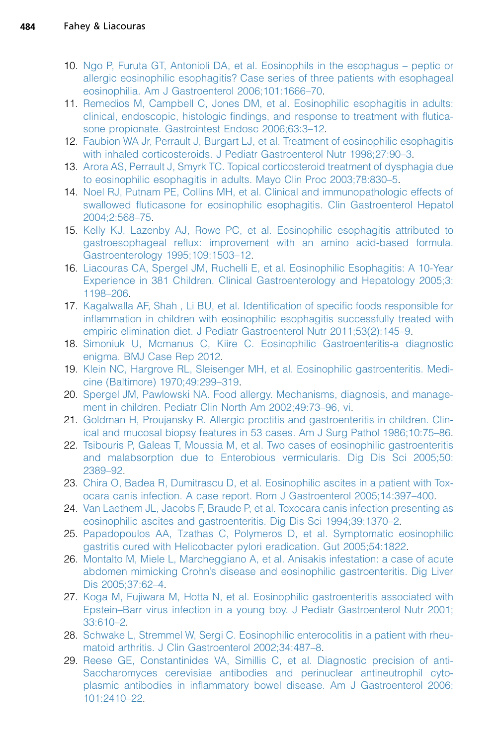10. Ngo P, Furuta GT, Antonioli DA, et al. Eosinophils in the esophagus – peptic or allergic eosinophilic esophagitis? Case series of three patients with esophageal eosinophilia. Am J Gastroenterol 2006;101:1666–70.
11. Remedios M, Campbell C, Jones DM, et al. Eosinophilic esophagitis in adults: clinical, endoscopic, histologic findings, and response to treatment with fluticasone propionate. Gastrointest Endosc 2006;63:3–12.
12. Faubion WA Jr, Perrault J, Burgart LJ, et al. Treatment of eosinophilic esophagitis with inhaled corticosteroids. J Pediatr Gastroenterol Nutr 1998;27:90–3.
13. Arora AS, Perrault J, Smyrk TC. Topical corticosteroid treatment of dysphagia due to eosinophilic esophagitis in adults. Mayo Clin Proc 2003;78:830–5.
14. Noel RJ, Putnam PE, Collins MH, et al. Clinical and immunopathologic effects of swallowed fluticasone for eosinophilic esophagitis. Clin Gastroenterol Hepatol 2004;2:568–75.
15. Kelly KJ, Lazenby AJ, Rowe PC, et al. Eosinophilic esophagitis attributed to gastroesophageal reflux: improvement with an amino acid-based formula. Gastroenterology 1995;109:1503–12.
16. Liacouras CA, Spergel JM, Ruchelli E, et al. Eosinophilic Esophagitis: A 10-Year Experience in 381 Children. Clinical Gastroenterology and Hepatology 2005;3: 1198–206.
17. Kagalwalla AF, Shah , Li BU, et al. Identification of specific foods responsible for inflammation in children with eosinophilic esophagitis successfully treated with empiric elimination diet. J Pediatr Gastroenterol Nutr 2011;53(2):145–9.
18. Simoniuk U, Mcmanus C, Kiire C. Eosinophilic Gastroenteritis-a diagnostic enigma. BMJ Case Rep 2012.
19. Klein NC, Hargrove RL, Sleisenger MH, et al. Eosinophilic gastroenteritis. Medicine (Baltimore) 1970;49:299–319.
20. Spergel JM, Pawlowski NA. Food allergy. Mechanisms, diagnosis, and management in children. Pediatr Clin North Am 2002;49:73–96, vi.
21. Goldman H, Proujansky R. Allergic proctitis and gastroenteritis in children. Clinical and mucosal biopsy features in 53 cases. Am J Surg Pathol 1986;10:75–86.
22. Tsibouris P, Galeas T, Moussia M, et al. Two cases of eosinophilic gastroenteritis and malabsorption due to Enterobious vermicularis. Dig Dis Sci 2005;50: 2389–92.
23. Chira O, Badea R, Dumitrascu D, et al. Eosinophilic ascites in a patient with Toxocara canis infection. A case report. Rom J Gastroenterol 2005;14:397–400.
24. Van Laethem JL, Jacobs F, Braude P, et al. Toxocara canis infection presenting as eosinophilic ascites and gastroenteritis. Dig Dis Sci 1994;39:1370–2.
25. Papadopoulos AA, Tzathas C, Polymeros D, et al. Symptomatic eosinophilic gastritis cured with Helicobacter pylori eradication. Gut 2005;54:1822.
26. Montalto M, Miele L, Marcheggiano A, et al. Anisakis infestation: a case of acute abdomen mimicking Crohn's disease and eosinophilic gastroenteritis. Dig Liver Dis 2005;37:62–4.
27. Koga M, Fujiwara M, Hotta N, et al. Eosinophilic gastroenteritis associated with Epstein–Barr virus infection in a young boy. J Pediatr Gastroenterol Nutr 2001; 33:610–2.
28. Schwake L, Stremmel W, Sergi C. Eosinophilic enterocolitis in a patient with rheumatoid arthritis. J Clin Gastroenterol 2002;34:487–8.
29. Reese GE, Constantinides VA, Simillis C, et al. Diagnostic precision of anti-Saccharomyces cerevisiae antibodies and perinuclear antineutrophil cytoplasmic antibodies in inflammatory bowel disease. Am J Gastroenterol 2006; 101:2410–22.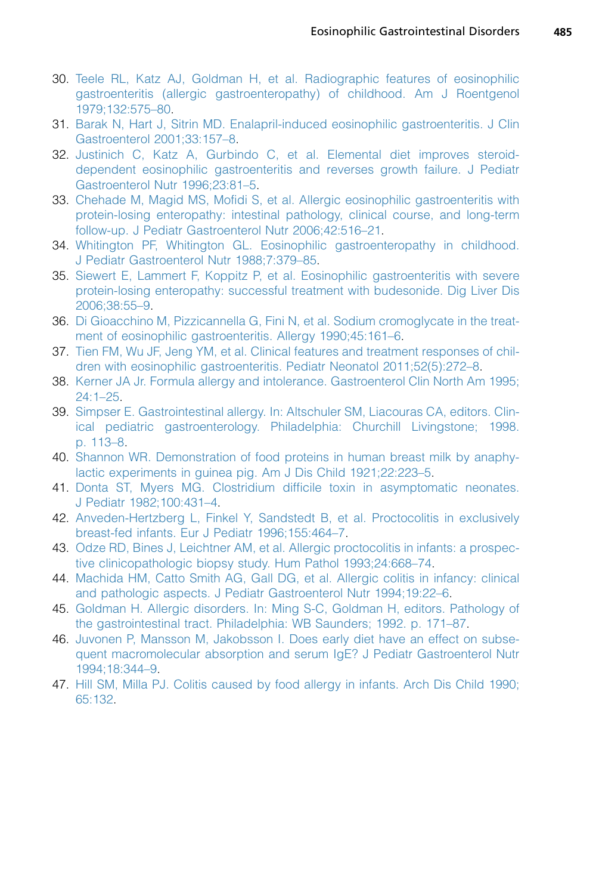30. Teele RL, Katz AJ, Goldman H, et al. Radiographic features of eosinophilic gastroenteritis (allergic gastroenteropathy) of childhood. Am J Roentgenol 1979;132:575–80.
31. Barak N, Hart J, Sitrin MD. Enalapril-induced eosinophilic gastroenteritis. J Clin Gastroenterol 2001;33:157–8.
32. Justinich C, Katz A, Gurbindo C, et al. Elemental diet improves steroid-dependent eosinophilic gastroenteritis and reverses growth failure. J Pediatr Gastroenterol Nutr 1996;23:81–5.
33. Chehade M, Magid MS, Mofidi S, et al. Allergic eosinophilic gastroenteritis with protein-losing enteropathy: intestinal pathology, clinical course, and long-term follow-up. J Pediatr Gastroenterol Nutr 2006;42:516–21.
34. Whitington PF, Whitington GL. Eosinophilic gastroenteropathy in childhood. J Pediatr Gastroenterol Nutr 1988;7:379–85.
35. Siewert E, Lammert F, Koppitz P, et al. Eosinophilic gastroenteritis with severe protein-losing enteropathy: successful treatment with budesonide. Dig Liver Dis 2006;38:55–9.
36. Di Gioacchino M, Pizzicannella G, Fini N, et al. Sodium cromoglycate in the treatment of eosinophilic gastroenteritis. Allergy 1990;45:161–6.
37. Tien FM, Wu JF, Jeng YM, et al. Clinical features and treatment responses of children with eosinophilic gastroenteritis. Pediatr Neonatol 2011;52(5):272–8.
38. Kerner JA Jr. Formula allergy and intolerance. Gastroenterol Clin North Am 1995;24:1–25.
39. Simpser E. Gastrointestinal allergy. In: Altschuler SM, Liacouras CA, editors. Clinical pediatric gastroenterology. Philadelphia: Churchill Livingstone; 1998. p. 113–8.
40. Shannon WR. Demonstration of food proteins in human breast milk by anaphylactic experiments in guinea pig. Am J Dis Child 1921;22:223–5.
41. Donta ST, Myers MG. Clostridium difficile toxin in asymptomatic neonates. J Pediatr 1982;100:431–4.
42. Anveden-Hertzberg L, Finkel Y, Sandstedt B, et al. Proctocolitis in exclusively breast-fed infants. Eur J Pediatr 1996;155:464–7.
43. Odze RD, Bines J, Leichtner AM, et al. Allergic proctocolitis in infants: a prospective clinicopathologic biopsy study. Hum Pathol 1993;24:668–74.
44. Machida HM, Catto Smith AG, Gall DG, et al. Allergic colitis in infancy: clinical and pathologic aspects. J Pediatr Gastroenterol Nutr 1994;19:22–6.
45. Goldman H. Allergic disorders. In: Ming S-C, Goldman H, editors. Pathology of the gastrointestinal tract. Philadelphia: WB Saunders; 1992. p. 171–87.
46. Juvonen P, Mansson M, Jakobsson I. Does early diet have an effect on subsequent macromolecular absorption and serum IgE? J Pediatr Gastroenterol Nutr 1994;18:344–9.
47. Hill SM, Milla PJ. Colitis caused by food allergy in infants. Arch Dis Child 1990;65:132.